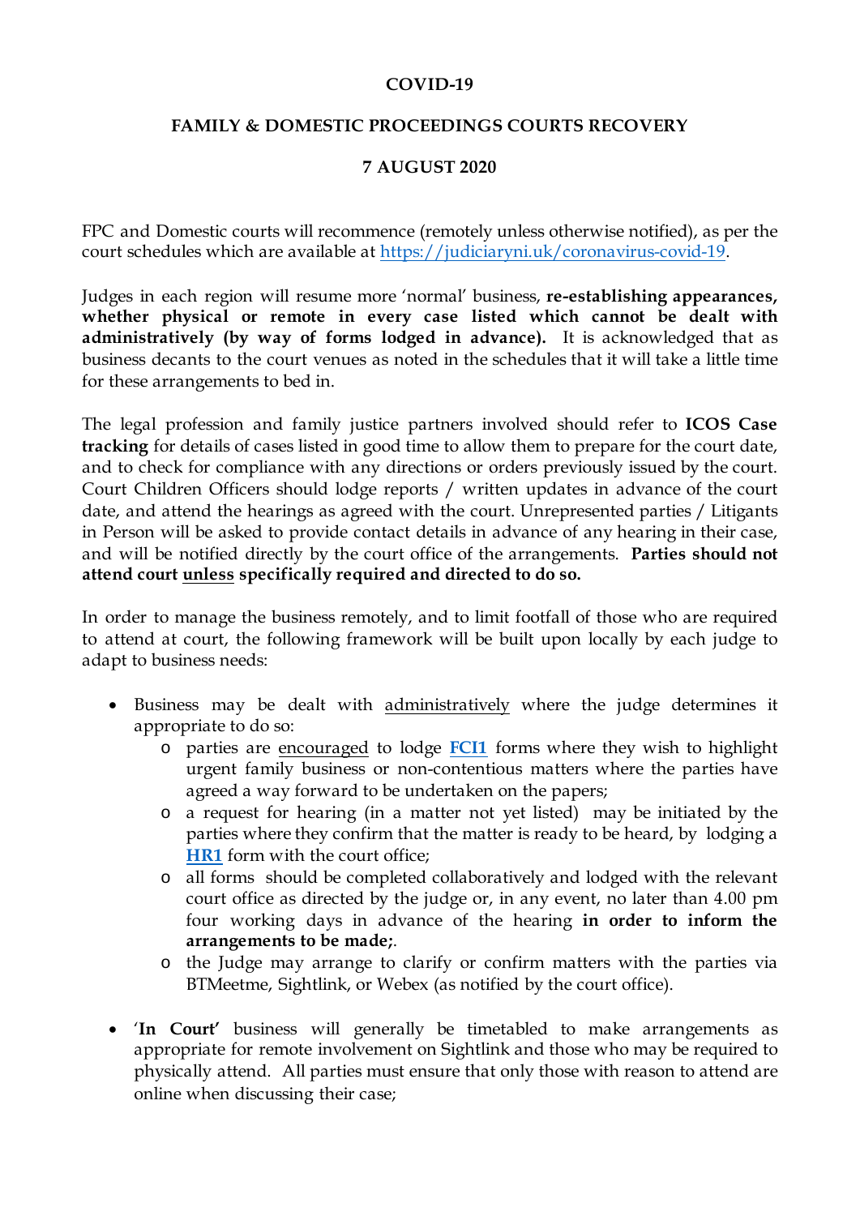**COVID-19**

**FAMILY & DOMESTIC PROCEEDINGS COURTS RECOVERY**

**7 AUGUST 2020**

FPC and Domestic courts will recommence (remotely unless otherwise notified), as per the court schedules which are available at https://judiciaryni.uk/coronavirus-covid-19.

Judges in each region will resume more 'normal' business, **re-establishing appearances, whether physical or remote in every case listed which cannot be dealt with administratively (by way of forms lodged in advance).** It is acknowledged that as business decants to the court venues as noted in the schedules that it will take a little time for these arrangements to bed in.

The legal profession and family justice partners involved should refer to **ICOS Case tracking** for details of cases listed in good time to allow them to prepare for the court date, and to check for compliance with any directions or orders previously issued by the court. Court Children Officers should lodge reports / written updates in advance of the court date, and attend the hearings as agreed with the court. Unrepresented parties / Litigants in Person will be asked to provide contact details in advance of any hearing in their case, and will be notified directly by the court office of the arrangements. **Parties should not attend court <u>unless</u> specifically required and directed to do so.**

In order to manage the business remotely, and to limit footfall of those who are required to attend at court, the following framework will be built upon locally by each judge to adapt to business needs:

- Business may be dealt with <u>administratively</u> where the judge determines it appropriate to do so:
  - parties are <u>encouraged</u> to lodge **FCI1** forms where they wish to highlight urgent family business or non-contentious matters where the parties have agreed a way forward to be undertaken on the papers;
  - a request for hearing (in a matter not yet listed) may be initiated by the parties where they confirm that the matter is ready to be heard, by lodging a **HR1** form with the court office;
  - all forms should be completed collaboratively and lodged with the relevant court office as directed by the judge or, in any event, no later than 4.00 pm four working days in advance of the hearing **in order to inform the arrangements to be made;**.
  - the Judge may arrange to clarify or confirm matters with the parties via BTMeetme, Sightlink, or Webex (as notified by the court office).

- '**In Court'** business will generally be timetabled to make arrangements as appropriate for remote involvement on Sightlink and those who may be required to physically attend. All parties must ensure that only those with reason to attend are online when discussing their case;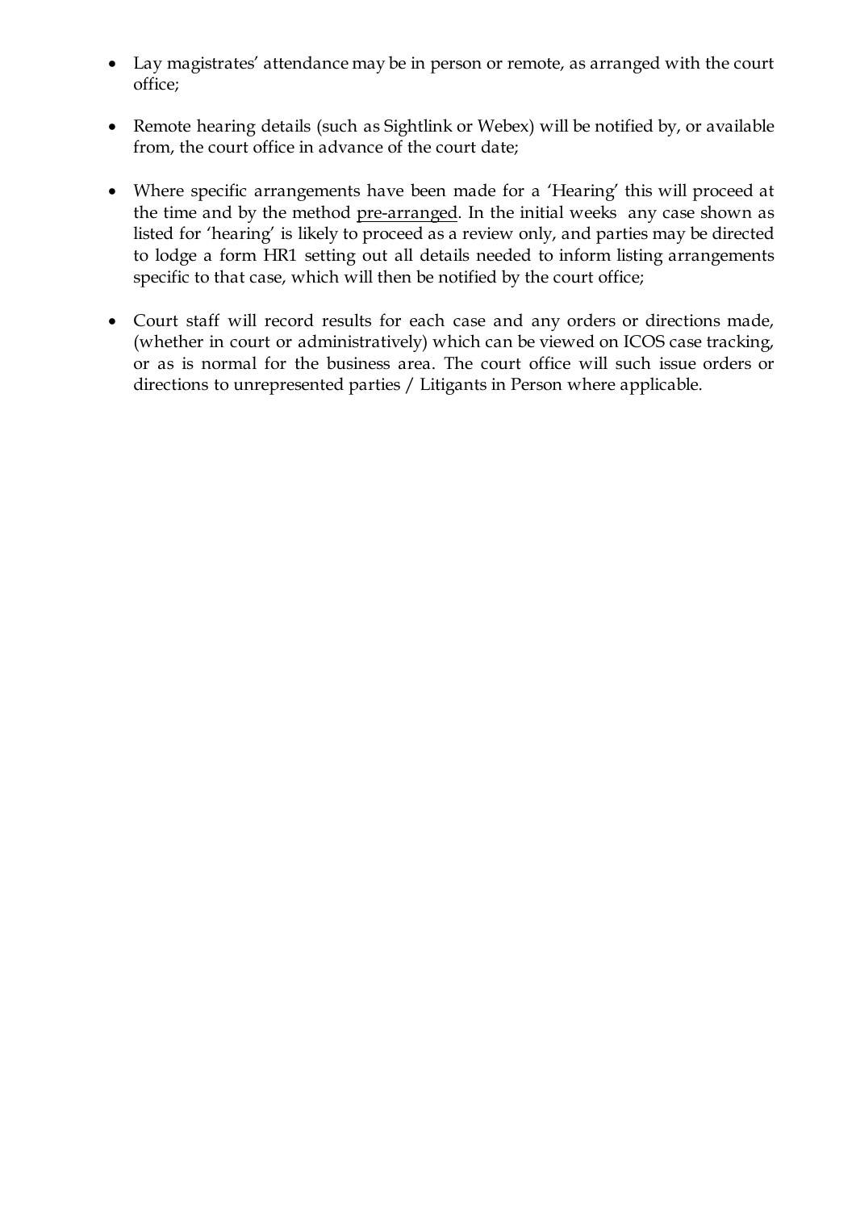- Lay magistrates' attendance may be in person or remote, as arranged with the court office;

- Remote hearing details (such as Sightlink or Webex) will be notified by, or available from, the court office in advance of the court date;

- Where specific arrangements have been made for a 'Hearing' this will proceed at the time and by the method pre-arranged. In the initial weeks any case shown as listed for 'hearing' is likely to proceed as a review only, and parties may be directed to lodge a form HR1 setting out all details needed to inform listing arrangements specific to that case, which will then be notified by the court office;

- Court staff will record results for each case and any orders or directions made, (whether in court or administratively) which can be viewed on ICOS case tracking, or as is normal for the business area. The court office will such issue orders or directions to unrepresented parties / Litigants in Person where applicable.